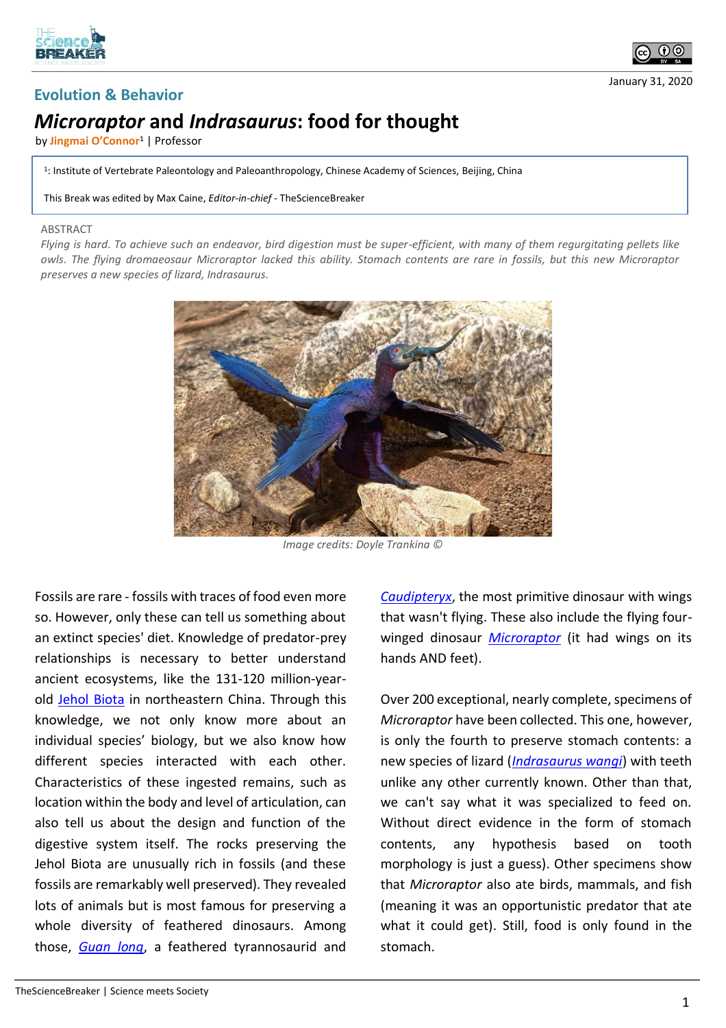Evolution & Behavior

January 31, 2020

# *Microraptor* and *Indrasaurus*: food for thought

by Jingmai O'Connor[1] | Professor

[1]: Institute of Vertebrate Paleontology and Paleoanthropology, Chinese Academy of Sciences, Beijing, China

This Break was edited by Max Caine, *Editor-in-chief* - TheScienceBreaker

ABSTRACT

*Flying is hard. To achieve such an endeavor, bird digestion must be super-efficient, with many of them regurgitating pellets like owls. The flying dromaeosaur Microraptor lacked this ability. Stomach contents are rare in fossils, but this new Microraptor preserves a new species of lizard, Indrasaurus.*

*Image credits: Doyle Trankina ©*

Fossils are rare - fossils with traces of food even more so. However, only these can tell us something about an extinct species' diet. Knowledge of predator-prey relationships is necessary to better understand ancient ecosystems, like the 131-120 million-year-old Jehol Biota in northeastern China. Through this knowledge, we not only know more about an individual species' biology, but we also know how different species interacted with each other. Characteristics of these ingested remains, such as location within the body and level of articulation, can also tell us about the design and function of the digestive system itself. The rocks preserving the Jehol Biota are unusually rich in fossils (and these fossils are remarkably well preserved). They revealed lots of animals but is most famous for preserving a whole diversity of feathered dinosaurs. Among those, *Guan long*, a feathered tyrannosaurid and *Caudipteryx*, the most primitive dinosaur with wings that wasn't flying. These also include the flying four-winged dinosaur *Microraptor* (it had wings on its hands AND feet).

Over 200 exceptional, nearly complete, specimens of *Microraptor* have been collected. This one, however, is only the fourth to preserve stomach contents: a new species of lizard (*Indrasaurus wangi*) with teeth unlike any other currently known. Other than that, we can't say what it was specialized to feed on. Without direct evidence in the form of stomach contents, any hypothesis based on tooth morphology is just a guess). Other specimens show that *Microraptor* also ate birds, mammals, and fish (meaning it was an opportunistic predator that ate what it could get). Still, food is only found in the stomach.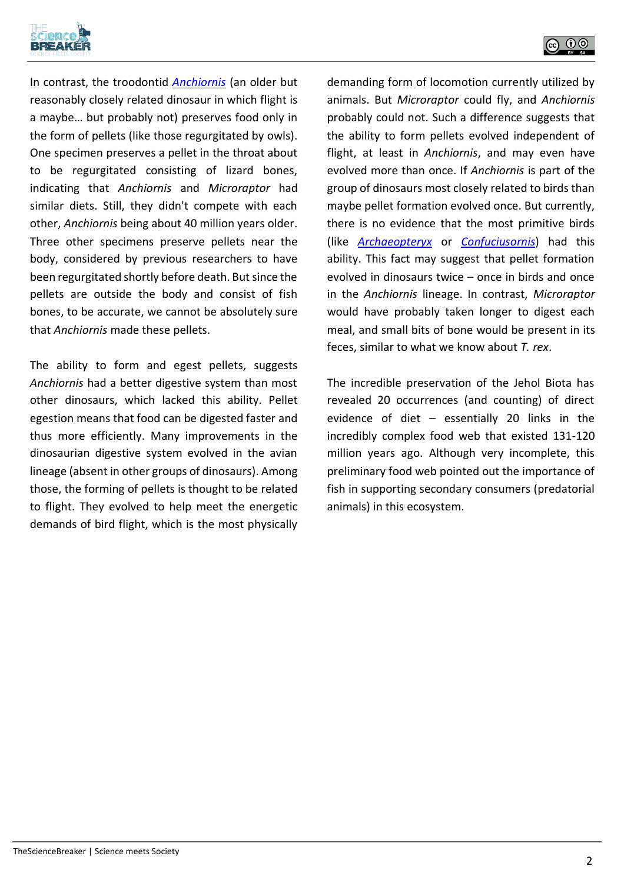In contrast, the troodontid [*Anchiornis*]() (an older but reasonably closely related dinosaur in which flight is a maybe… but probably not) preserves food only in the form of pellets (like those regurgitated by owls). One specimen preserves a pellet in the throat about to be regurgitated consisting of lizard bones, indicating that *Anchiornis* and *Microraptor* had similar diets. Still, they didn't compete with each other, *Anchiornis* being about 40 million years older. Three other specimens preserve pellets near the body, considered by previous researchers to have been regurgitated shortly before death. But since the pellets are outside the body and consist of fish bones, to be accurate, we cannot be absolutely sure that *Anchiornis* made these pellets.

The ability to form and egest pellets, suggests *Anchiornis* had a better digestive system than most other dinosaurs, which lacked this ability. Pellet egestion means that food can be digested faster and thus more efficiently. Many improvements in the dinosaurian digestive system evolved in the avian lineage (absent in other groups of dinosaurs). Among those, the forming of pellets is thought to be related to flight. They evolved to help meet the energetic demands of bird flight, which is the most physically demanding form of locomotion currently utilized by animals. But *Microraptor* could fly, and *Anchiornis* probably could not. Such a difference suggests that the ability to form pellets evolved independent of flight, at least in *Anchiornis*, and may even have evolved more than once. If *Anchiornis* is part of the group of dinosaurs most closely related to birds than maybe pellet formation evolved once. But currently, there is no evidence that the most primitive birds (like [*Archaeopteryx*]() or [*Confuciusornis*]()) had this ability. This fact may suggest that pellet formation evolved in dinosaurs twice – once in birds and once in the *Anchiornis* lineage. In contrast, *Microraptor* would have probably taken longer to digest each meal, and small bits of bone would be present in its feces, similar to what we know about *T. rex*.

The incredible preservation of the Jehol Biota has revealed 20 occurrences (and counting) of direct evidence of diet – essentially 20 links in the incredibly complex food web that existed 131-120 million years ago. Although very incomplete, this preliminary food web pointed out the importance of fish in supporting secondary consumers (predatorial animals) in this ecosystem.